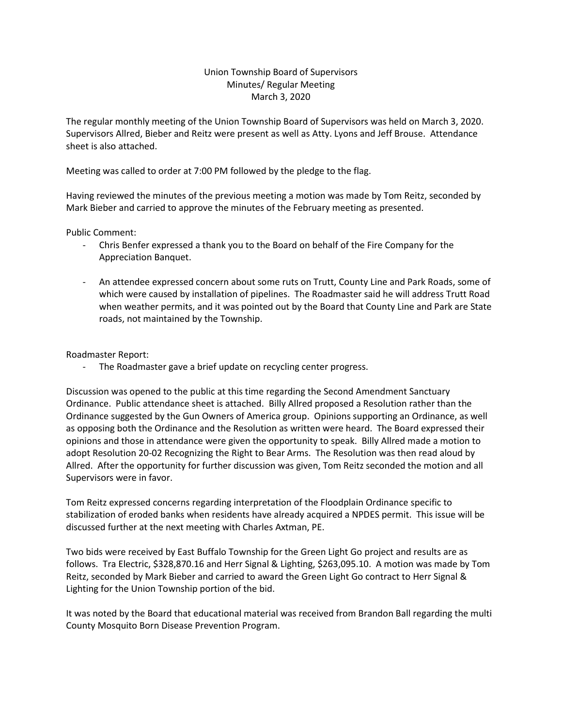Union Township Board of Supervisors
Minutes/ Regular Meeting
March 3, 2020

The regular monthly meeting of the Union Township Board of Supervisors was held on March 3, 2020. Supervisors Allred, Bieber and Reitz were present as well as Atty. Lyons and Jeff Brouse. Attendance sheet is also attached.

Meeting was called to order at 7:00 PM followed by the pledge to the flag.

Having reviewed the minutes of the previous meeting a motion was made by Tom Reitz, seconded by Mark Bieber and carried to approve the minutes of the February meeting as presented.

Public Comment:

- Chris Benfer expressed a thank you to the Board on behalf of the Fire Company for the Appreciation Banquet.
- An attendee expressed concern about some ruts on Trutt, County Line and Park Roads, some of which were caused by installation of pipelines. The Roadmaster said he will address Trutt Road when weather permits, and it was pointed out by the Board that County Line and Park are State roads, not maintained by the Township.

Roadmaster Report:

- The Roadmaster gave a brief update on recycling center progress.

Discussion was opened to the public at this time regarding the Second Amendment Sanctuary Ordinance. Public attendance sheet is attached. Billy Allred proposed a Resolution rather than the Ordinance suggested by the Gun Owners of America group. Opinions supporting an Ordinance, as well as opposing both the Ordinance and the Resolution as written were heard. The Board expressed their opinions and those in attendance were given the opportunity to speak. Billy Allred made a motion to adopt Resolution 20-02 Recognizing the Right to Bear Arms. The Resolution was then read aloud by Allred. After the opportunity for further discussion was given, Tom Reitz seconded the motion and all Supervisors were in favor.

Tom Reitz expressed concerns regarding interpretation of the Floodplain Ordinance specific to stabilization of eroded banks when residents have already acquired a NPDES permit. This issue will be discussed further at the next meeting with Charles Axtman, PE.

Two bids were received by East Buffalo Township for the Green Light Go project and results are as follows. Tra Electric, $328,870.16 and Herr Signal & Lighting, $263,095.10. A motion was made by Tom Reitz, seconded by Mark Bieber and carried to award the Green Light Go contract to Herr Signal & Lighting for the Union Township portion of the bid.

It was noted by the Board that educational material was received from Brandon Ball regarding the multi County Mosquito Born Disease Prevention Program.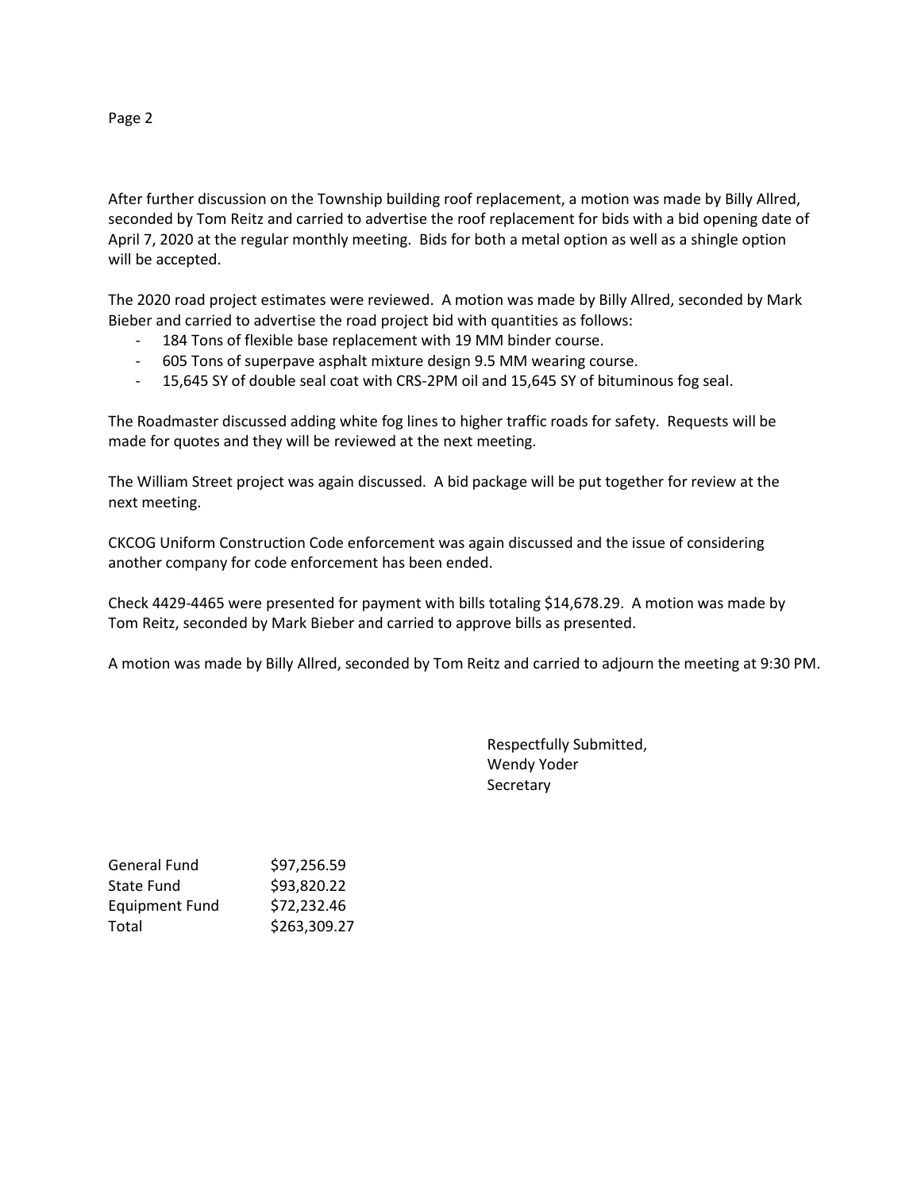After further discussion on the Township building roof replacement, a motion was made by Billy Allred, seconded by Tom Reitz and carried to advertise the roof replacement for bids with a bid opening date of April 7, 2020 at the regular monthly meeting. Bids for both a metal option as well as a shingle option will be accepted.

The 2020 road project estimates were reviewed. A motion was made by Billy Allred, seconded by Mark Bieber and carried to advertise the road project bid with quantities as follows:

- 184 Tons of flexible base replacement with 19 MM binder course.
- 605 Tons of superpave asphalt mixture design 9.5 MM wearing course.
- 15,645 SY of double seal coat with CRS-2PM oil and 15,645 SY of bituminous fog seal.

The Roadmaster discussed adding white fog lines to higher traffic roads for safety. Requests will be made for quotes and they will be reviewed at the next meeting.

The William Street project was again discussed. A bid package will be put together for review at the next meeting.

CKCOG Uniform Construction Code enforcement was again discussed and the issue of considering another company for code enforcement has been ended.

Check 4429-4465 were presented for payment with bills totaling $14,678.29. A motion was made by Tom Reitz, seconded by Mark Bieber and carried to approve bills as presented.

A motion was made by Billy Allred, seconded by Tom Reitz and carried to adjourn the meeting at 9:30 PM.

Respectfully Submitted,
Wendy Yoder
Secretary

| | |
|---|---|
| General Fund | $97,256.59 |
| State Fund | $93,820.22 |
| Equipment Fund | $72,232.46 |
| Total | $263,309.27 |